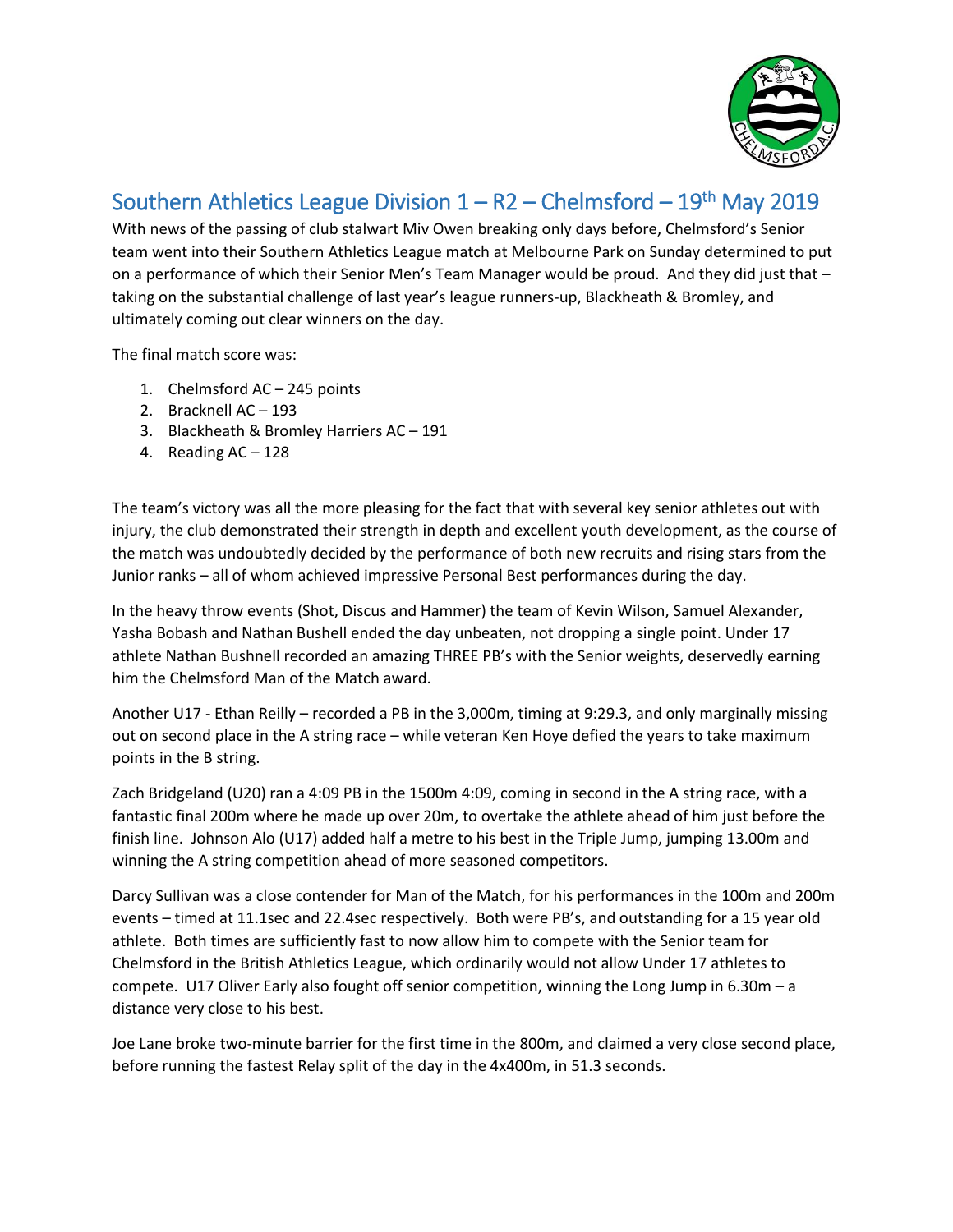# Southern Athletics League Division 1 – R2 – Chelmsford – 19th May 2019

With news of the passing of club stalwart Miv Owen breaking only days before, Chelmsford's Senior team went into their Southern Athletics League match at Melbourne Park on Sunday determined to put on a performance of which their Senior Men's Team Manager would be proud. And they did just that – taking on the substantial challenge of last year's league runners-up, Blackheath & Bromley, and ultimately coming out clear winners on the day.

The final match score was:

1. Chelmsford AC – 245 points
2. Bracknell AC – 193
3. Blackheath & Bromley Harriers AC – 191
4. Reading AC – 128

The team's victory was all the more pleasing for the fact that with several key senior athletes out with injury, the club demonstrated their strength in depth and excellent youth development, as the course of the match was undoubtedly decided by the performance of both new recruits and rising stars from the Junior ranks – all of whom achieved impressive Personal Best performances during the day.

In the heavy throw events (Shot, Discus and Hammer) the team of Kevin Wilson, Samuel Alexander, Yasha Bobash and Nathan Bushell ended the day unbeaten, not dropping a single point. Under 17 athlete Nathan Bushnell recorded an amazing THREE PB's with the Senior weights, deservedly earning him the Chelmsford Man of the Match award.

Another U17 - Ethan Reilly – recorded a PB in the 3,000m, timing at 9:29.3, and only marginally missing out on second place in the A string race – while veteran Ken Hoye defied the years to take maximum points in the B string.

Zach Bridgeland (U20) ran a 4:09 PB in the 1500m 4:09, coming in second in the A string race, with a fantastic final 200m where he made up over 20m, to overtake the athlete ahead of him just before the finish line. Johnson Alo (U17) added half a metre to his best in the Triple Jump, jumping 13.00m and winning the A string competition ahead of more seasoned competitors.

Darcy Sullivan was a close contender for Man of the Match, for his performances in the 100m and 200m events – timed at 11.1sec and 22.4sec respectively. Both were PB's, and outstanding for a 15 year old athlete. Both times are sufficiently fast to now allow him to compete with the Senior team for Chelmsford in the British Athletics League, which ordinarily would not allow Under 17 athletes to compete. U17 Oliver Early also fought off senior competition, winning the Long Jump in 6.30m – a distance very close to his best.

Joe Lane broke two-minute barrier for the first time in the 800m, and claimed a very close second place, before running the fastest Relay split of the day in the 4x400m, in 51.3 seconds.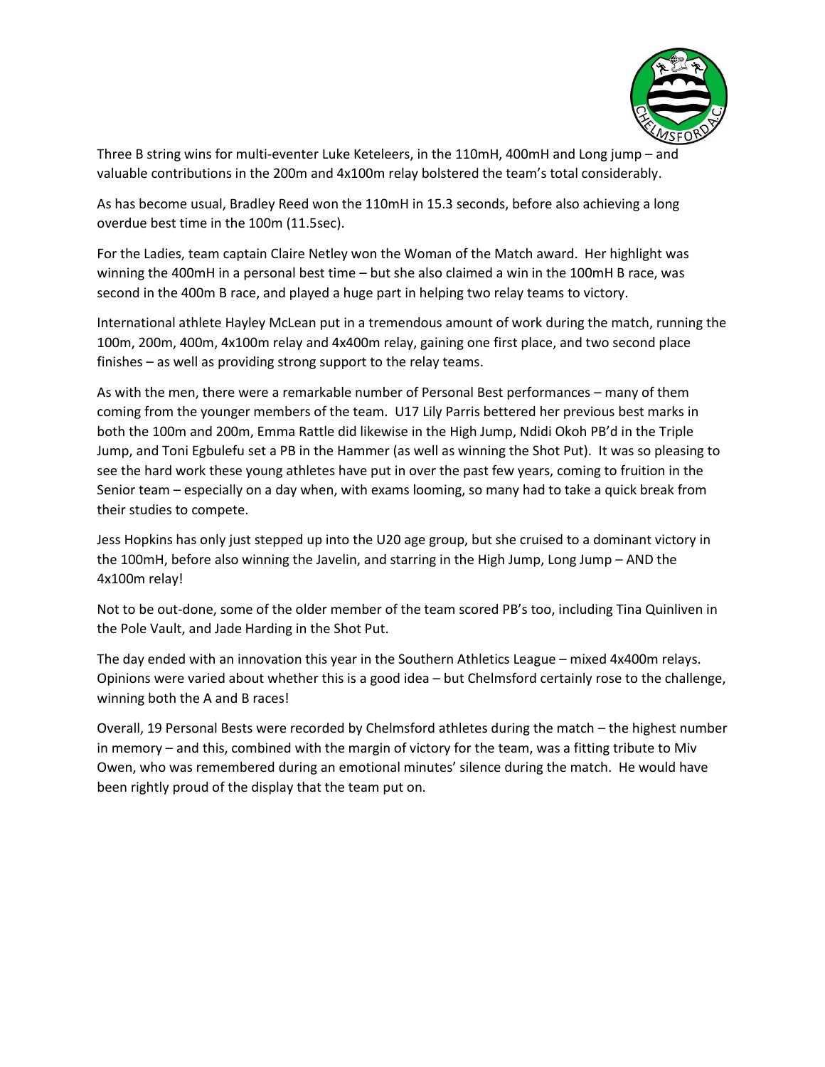Three B string wins for multi-eventer Luke Keteleers, in the 110mH, 400mH and Long jump – and valuable contributions in the 200m and 4x100m relay bolstered the team's total considerably.

As has become usual, Bradley Reed won the 110mH in 15.3 seconds, before also achieving a long overdue best time in the 100m (11.5sec).

For the Ladies, team captain Claire Netley won the Woman of the Match award. Her highlight was winning the 400mH in a personal best time – but she also claimed a win in the 100mH B race, was second in the 400m B race, and played a huge part in helping two relay teams to victory.

International athlete Hayley McLean put in a tremendous amount of work during the match, running the 100m, 200m, 400m, 4x100m relay and 4x400m relay, gaining one first place, and two second place finishes – as well as providing strong support to the relay teams.

As with the men, there were a remarkable number of Personal Best performances – many of them coming from the younger members of the team. U17 Lily Parris bettered her previous best marks in both the 100m and 200m, Emma Rattle did likewise in the High Jump, Ndidi Okoh PB'd in the Triple Jump, and Toni Egbulefu set a PB in the Hammer (as well as winning the Shot Put). It was so pleasing to see the hard work these young athletes have put in over the past few years, coming to fruition in the Senior team – especially on a day when, with exams looming, so many had to take a quick break from their studies to compete.

Jess Hopkins has only just stepped up into the U20 age group, but she cruised to a dominant victory in the 100mH, before also winning the Javelin, and starring in the High Jump, Long Jump – AND the 4x100m relay!

Not to be out-done, some of the older member of the team scored PB's too, including Tina Quinliven in the Pole Vault, and Jade Harding in the Shot Put.

The day ended with an innovation this year in the Southern Athletics League – mixed 4x400m relays. Opinions were varied about whether this is a good idea – but Chelmsford certainly rose to the challenge, winning both the A and B races!

Overall, 19 Personal Bests were recorded by Chelmsford athletes during the match – the highest number in memory – and this, combined with the margin of victory for the team, was a fitting tribute to Miv Owen, who was remembered during an emotional minutes' silence during the match. He would have been rightly proud of the display that the team put on.